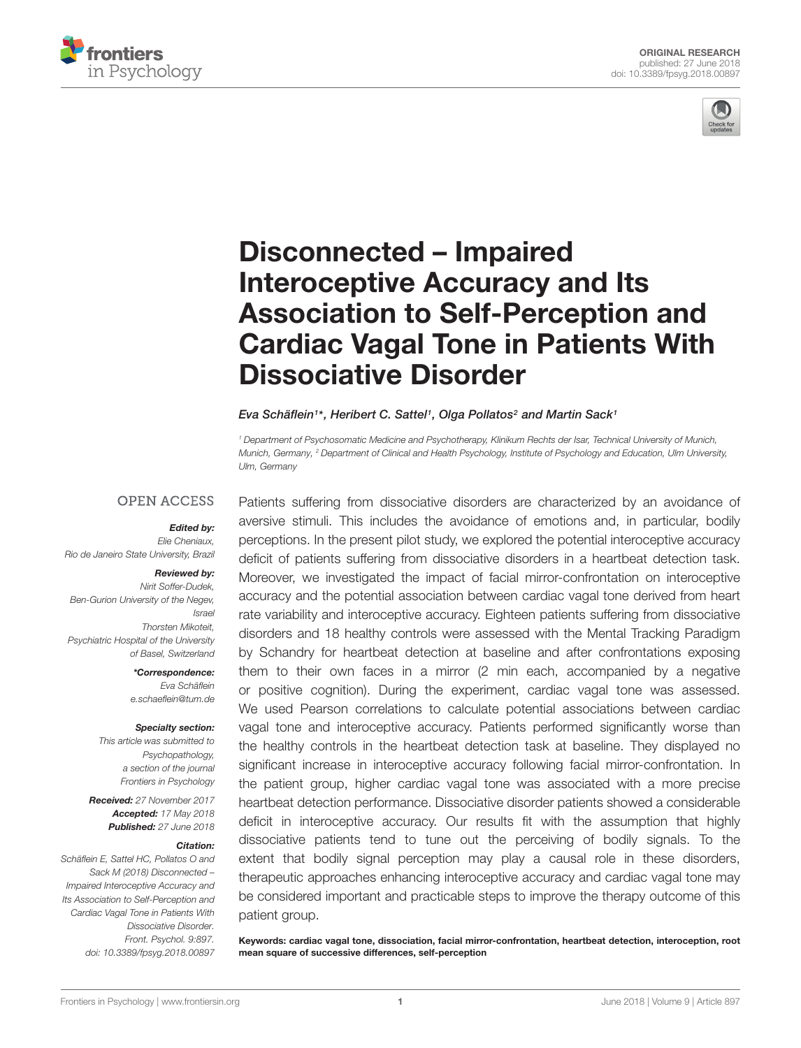ORIGINAL RESEARCH
published: 27 June 2018
doi: 10.3389/fpsyg.2018.00897

# Disconnected – Impaired Interoceptive Accuracy and Its Association to Self-Perception and Cardiac Vagal Tone in Patients With Dissociative Disorder

*Eva Schäflein[1]\*, Heribert C. Sattel[1], Olga Pollatos[2] and Martin Sack[1]*

[1] Department of Psychosomatic Medicine and Psychotherapy, Klinikum Rechts der Isar, Technical University of Munich, Munich, Germany, [2] Department of Clinical and Health Psychology, Institute of Psychology and Education, Ulm University, Ulm, Germany

Patients suffering from dissociative disorders are characterized by an avoidance of aversive stimuli. This includes the avoidance of emotions and, in particular, bodily perceptions. In the present pilot study, we explored the potential interoceptive accuracy deficit of patients suffering from dissociative disorders in a heartbeat detection task. Moreover, we investigated the impact of facial mirror-confrontation on interoceptive accuracy and the potential association between cardiac vagal tone derived from heart rate variability and interoceptive accuracy. Eighteen patients suffering from dissociative disorders and 18 healthy controls were assessed with the Mental Tracking Paradigm by Schandry for heartbeat detection at baseline and after confrontations exposing them to their own faces in a mirror (2 min each, accompanied by a negative or positive cognition). During the experiment, cardiac vagal tone was assessed. We used Pearson correlations to calculate potential associations between cardiac vagal tone and interoceptive accuracy. Patients performed significantly worse than the healthy controls in the heartbeat detection task at baseline. They displayed no significant increase in interoceptive accuracy following facial mirror-confrontation. In the patient group, higher cardiac vagal tone was associated with a more precise heartbeat detection performance. Dissociative disorder patients showed a considerable deficit in interoceptive accuracy. Our results fit with the assumption that highly dissociative patients tend to tune out the perceiving of bodily signals. To the extent that bodily signal perception may play a causal role in these disorders, therapeutic approaches enhancing interoceptive accuracy and cardiac vagal tone may be considered important and practicable steps to improve the therapy outcome of this patient group.

**Keywords: cardiac vagal tone, dissociation, facial mirror-confrontation, heartbeat detection, interoception, root mean square of successive differences, self-perception**

OPEN ACCESS

***Edited by:***
*Elie Cheniaux,*
*Rio de Janeiro State University, Brazil*

***Reviewed by:***
*Nirit Soffer-Dudek,*
*Ben-Gurion University of the Negev, Israel*
*Thorsten Mikoteit,*
*Psychiatric Hospital of the University of Basel, Switzerland*

***\*Correspondence:***
*Eva Schäflein*
*e.schaeflein@tum.de*

***Specialty section:***
*This article was submitted to Psychopathology, a section of the journal Frontiers in Psychology*

***Received:*** *27 November 2017*
***Accepted:*** *17 May 2018*
***Published:*** *27 June 2018*

***Citation:***
*Schäflein E, Sattel HC, Pollatos O and Sack M (2018) Disconnected – Impaired Interoceptive Accuracy and Its Association to Self-Perception and Cardiac Vagal Tone in Patients With Dissociative Disorder. Front. Psychol. 9:897. doi: 10.3389/fpsyg.2018.00897*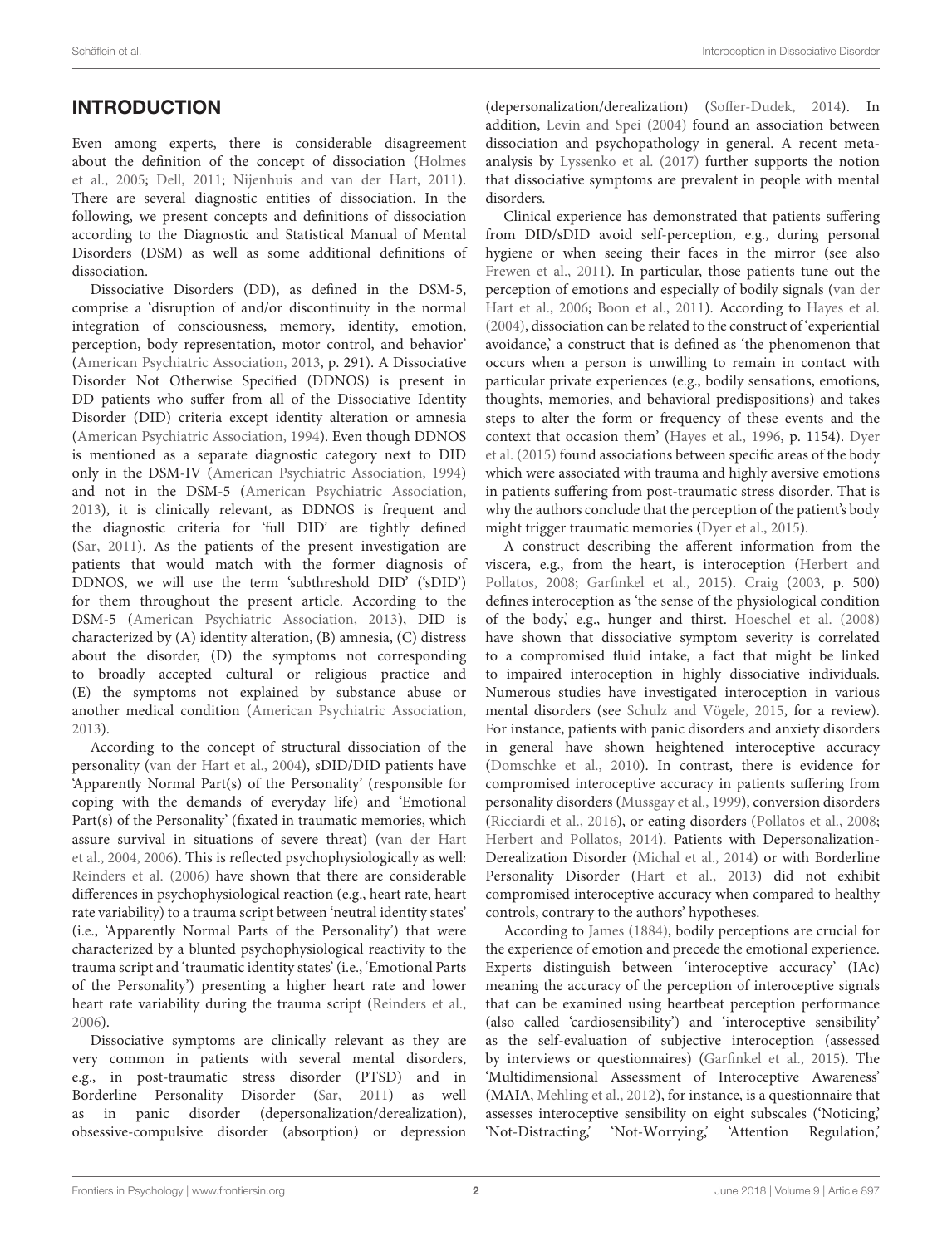## INTRODUCTION

Even among experts, there is considerable disagreement about the definition of the concept of dissociation (Holmes et al., 2005; Dell, 2011; Nijenhuis and van der Hart, 2011). There are several diagnostic entities of dissociation. In the following, we present concepts and definitions of dissociation according to the Diagnostic and Statistical Manual of Mental Disorders (DSM) as well as some additional definitions of dissociation.

Dissociative Disorders (DD), as defined in the DSM-5, comprise a 'disruption of and/or discontinuity in the normal integration of consciousness, memory, identity, emotion, perception, body representation, motor control, and behavior' (American Psychiatric Association, 2013, p. 291). A Dissociative Disorder Not Otherwise Specified (DDNOS) is present in DD patients who suffer from all of the Dissociative Identity Disorder (DID) criteria except identity alteration or amnesia (American Psychiatric Association, 1994). Even though DDNOS is mentioned as a separate diagnostic category next to DID only in the DSM-IV (American Psychiatric Association, 1994) and not in the DSM-5 (American Psychiatric Association, 2013), it is clinically relevant, as DDNOS is frequent and the diagnostic criteria for 'full DID' are tightly defined (Sar, 2011). As the patients of the present investigation are patients that would match with the former diagnosis of DDNOS, we will use the term 'subthreshold DID' ('sDID') for them throughout the present article. According to the DSM-5 (American Psychiatric Association, 2013), DID is characterized by (A) identity alteration, (B) amnesia, (C) distress about the disorder, (D) the symptoms not corresponding to broadly accepted cultural or religious practice and (E) the symptoms not explained by substance abuse or another medical condition (American Psychiatric Association, 2013).

According to the concept of structural dissociation of the personality (van der Hart et al., 2004), sDID/DID patients have 'Apparently Normal Part(s) of the Personality' (responsible for coping with the demands of everyday life) and 'Emotional Part(s) of the Personality' (fixated in traumatic memories, which assure survival in situations of severe threat) (van der Hart et al., 2004, 2006). This is reflected psychophysiologically as well: Reinders et al. (2006) have shown that there are considerable differences in psychophysiological reaction (e.g., heart rate, heart rate variability) to a trauma script between 'neutral identity states' (i.e., 'Apparently Normal Parts of the Personality') that were characterized by a blunted psychophysiological reactivity to the trauma script and 'traumatic identity states' (i.e., 'Emotional Parts of the Personality') presenting a higher heart rate and lower heart rate variability during the trauma script (Reinders et al., 2006).

Dissociative symptoms are clinically relevant as they are very common in patients with several mental disorders, e.g., in post-traumatic stress disorder (PTSD) and in Borderline Personality Disorder (Sar, 2011) as well as in panic disorder (depersonalization/derealization), obsessive-compulsive disorder (absorption) or depression (depersonalization/derealization) (Soffer-Dudek, 2014). In addition, Levin and Spei (2004) found an association between dissociation and psychopathology in general. A recent meta-analysis by Lyssenko et al. (2017) further supports the notion that dissociative symptoms are prevalent in people with mental disorders.

Clinical experience has demonstrated that patients suffering from DID/sDID avoid self-perception, e.g., during personal hygiene or when seeing their faces in the mirror (see also Frewen et al., 2011). In particular, those patients tune out the perception of emotions and especially of bodily signals (van der Hart et al., 2006; Boon et al., 2011). According to Hayes et al. (2004), dissociation can be related to the construct of 'experiential avoidance,' a construct that is defined as 'the phenomenon that occurs when a person is unwilling to remain in contact with particular private experiences (e.g., bodily sensations, emotions, thoughts, memories, and behavioral predispositions) and takes steps to alter the form or frequency of these events and the context that occasion them' (Hayes et al., 1996, p. 1154). Dyer et al. (2015) found associations between specific areas of the body which were associated with trauma and highly aversive emotions in patients suffering from post-traumatic stress disorder. That is why the authors conclude that the perception of the patient's body might trigger traumatic memories (Dyer et al., 2015).

A construct describing the afferent information from the viscera, e.g., from the heart, is interoception (Herbert and Pollatos, 2008; Garfinkel et al., 2015). Craig (2003, p. 500) defines interoception as 'the sense of the physiological condition of the body,' e.g., hunger and thirst. Hoeschel et al. (2008) have shown that dissociative symptom severity is correlated to a compromised fluid intake, a fact that might be linked to impaired interoception in highly dissociative individuals. Numerous studies have investigated interoception in various mental disorders (see Schulz and Vögele, 2015, for a review). For instance, patients with panic disorders and anxiety disorders in general have shown heightened interoceptive accuracy (Domschke et al., 2010). In contrast, there is evidence for compromised interoceptive accuracy in patients suffering from personality disorders (Mussgay et al., 1999), conversion disorders (Ricciardi et al., 2016), or eating disorders (Pollatos et al., 2008; Herbert and Pollatos, 2014). Patients with Depersonalization-Derealization Disorder (Michal et al., 2014) or with Borderline Personality Disorder (Hart et al., 2013) did not exhibit compromised interoceptive accuracy when compared to healthy controls, contrary to the authors' hypotheses.

According to James (1884), bodily perceptions are crucial for the experience of emotion and precede the emotional experience. Experts distinguish between 'interoceptive accuracy' (IAc) meaning the accuracy of the perception of interoceptive signals that can be examined using heartbeat perception performance (also called 'cardiosensibility') and 'interoceptive sensibility' as the self-evaluation of subjective interoception (assessed by interviews or questionnaires) (Garfinkel et al., 2015). The 'Multidimensional Assessment of Interoceptive Awareness' (MAIA, Mehling et al., 2012), for instance, is a questionnaire that assesses interoceptive sensibility on eight subscales ('Noticing,' 'Not-Distracting,' 'Not-Worrying,' 'Attention Regulation,'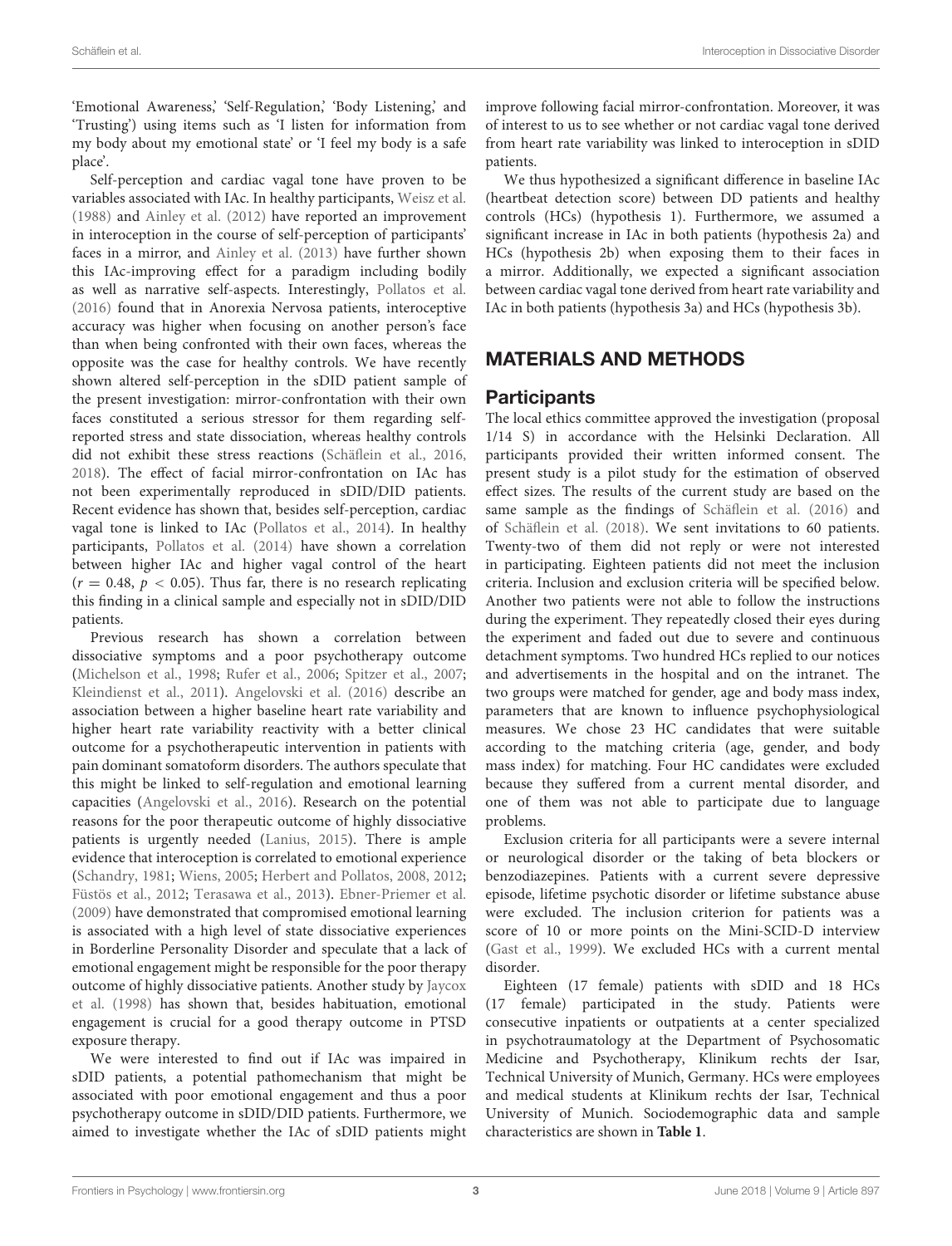'Emotional Awareness,' 'Self-Regulation,' 'Body Listening,' and 'Trusting') using items such as 'I listen for information from my body about my emotional state' or 'I feel my body is a safe place'.

Self-perception and cardiac vagal tone have proven to be variables associated with IAc. In healthy participants, Weisz et al. (1988) and Ainley et al. (2012) have reported an improvement in interoception in the course of self-perception of participants' faces in a mirror, and Ainley et al. (2013) have further shown this IAc-improving effect for a paradigm including bodily as well as narrative self-aspects. Interestingly, Pollatos et al. (2016) found that in Anorexia Nervosa patients, interoceptive accuracy was higher when focusing on another person's face than when being confronted with their own faces, whereas the opposite was the case for healthy controls. We have recently shown altered self-perception in the sDID patient sample of the present investigation: mirror-confrontation with their own faces constituted a serious stressor for them regarding self-reported stress and state dissociation, whereas healthy controls did not exhibit these stress reactions (Schäflein et al., 2016, 2018). The effect of facial mirror-confrontation on IAc has not been experimentally reproduced in sDID/DID patients. Recent evidence has shown that, besides self-perception, cardiac vagal tone is linked to IAc (Pollatos et al., 2014). In healthy participants, Pollatos et al. (2014) have shown a correlation between higher IAc and higher vagal control of the heart ($r = 0.48$, $p < 0.05$). Thus far, there is no research replicating this finding in a clinical sample and especially not in sDID/DID patients.

Previous research has shown a correlation between dissociative symptoms and a poor psychotherapy outcome (Michelson et al., 1998; Rufer et al., 2006; Spitzer et al., 2007; Kleindienst et al., 2011). Angelovski et al. (2016) describe an association between a higher baseline heart rate variability and higher heart rate variability reactivity with a better clinical outcome for a psychotherapeutic intervention in patients with pain dominant somatoform disorders. The authors speculate that this might be linked to self-regulation and emotional learning capacities (Angelovski et al., 2016). Research on the potential reasons for the poor therapeutic outcome of highly dissociative patients is urgently needed (Lanius, 2015). There is ample evidence that interoception is correlated to emotional experience (Schandry, 1981; Wiens, 2005; Herbert and Pollatos, 2008, 2012; Füstös et al., 2012; Terasawa et al., 2013). Ebner-Priemer et al. (2009) have demonstrated that compromised emotional learning is associated with a high level of state dissociative experiences in Borderline Personality Disorder and speculate that a lack of emotional engagement might be responsible for the poor therapy outcome of highly dissociative patients. Another study by Jaycox et al. (1998) has shown that, besides habituation, emotional engagement is crucial for a good therapy outcome in PTSD exposure therapy.

We were interested to find out if IAc was impaired in sDID patients, a potential pathomechanism that might be associated with poor emotional engagement and thus a poor psychotherapy outcome in sDID/DID patients. Furthermore, we aimed to investigate whether the IAc of sDID patients might improve following facial mirror-confrontation. Moreover, it was of interest to us to see whether or not cardiac vagal tone derived from heart rate variability was linked to interoception in sDID patients.

We thus hypothesized a significant difference in baseline IAc (heartbeat detection score) between DD patients and healthy controls (HCs) (hypothesis 1). Furthermore, we assumed a significant increase in IAc in both patients (hypothesis 2a) and HCs (hypothesis 2b) when exposing them to their faces in a mirror. Additionally, we expected a significant association between cardiac vagal tone derived from heart rate variability and IAc in both patients (hypothesis 3a) and HCs (hypothesis 3b).

## MATERIALS AND METHODS

### Participants

The local ethics committee approved the investigation (proposal 1/14 S) in accordance with the Helsinki Declaration. All participants provided their written informed consent. The present study is a pilot study for the estimation of observed effect sizes. The results of the current study are based on the same sample as the findings of Schäflein et al. (2016) and of Schäflein et al. (2018). We sent invitations to 60 patients. Twenty-two of them did not reply or were not interested in participating. Eighteen patients did not meet the inclusion criteria. Inclusion and exclusion criteria will be specified below. Another two patients were not able to follow the instructions during the experiment. They repeatedly closed their eyes during the experiment and faded out due to severe and continuous detachment symptoms. Two hundred HCs replied to our notices and advertisements in the hospital and on the intranet. The two groups were matched for gender, age and body mass index, parameters that are known to influence psychophysiological measures. We chose 23 HC candidates that were suitable according to the matching criteria (age, gender, and body mass index) for matching. Four HC candidates were excluded because they suffered from a current mental disorder, and one of them was not able to participate due to language problems.

Exclusion criteria for all participants were a severe internal or neurological disorder or the taking of beta blockers or benzodiazepines. Patients with a current severe depressive episode, lifetime psychotic disorder or lifetime substance abuse were excluded. The inclusion criterion for patients was a score of 10 or more points on the Mini-SCID-D interview (Gast et al., 1999). We excluded HCs with a current mental disorder.

Eighteen (17 female) patients with sDID and 18 HCs (17 female) participated in the study. Patients were consecutive inpatients or outpatients at a center specialized in psychotraumatology at the Department of Psychosomatic Medicine and Psychotherapy, Klinikum rechts der Isar, Technical University of Munich, Germany. HCs were employees and medical students at Klinikum rechts der Isar, Technical University of Munich. Sociodemographic data and sample characteristics are shown in **Table 1**.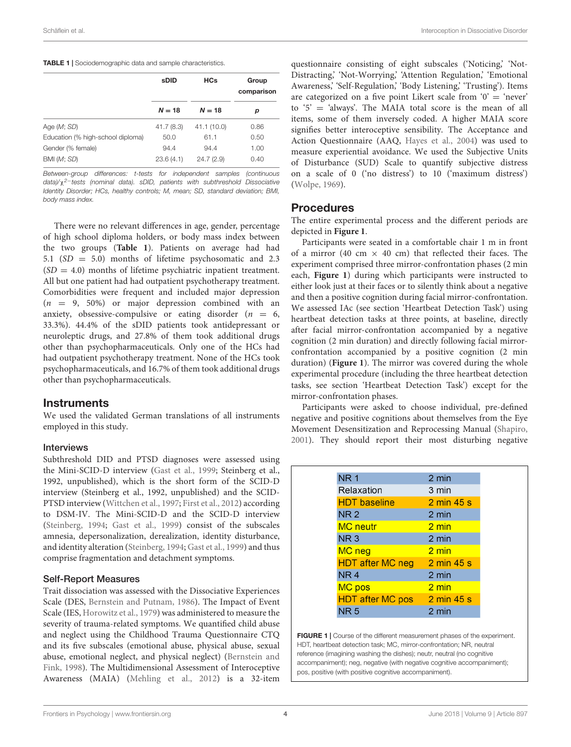**TABLE 1** | Sociodemographic data and sample characteristics.

| | sDID | HCs | Group comparison |
|---|---|---|---|
| | *N* = 18 | *N* = 18 | *p* |
| Age (*M*; *SD*) | 41.7 (8.3) | 41.1 (10.0) | 0.86 |
| Education (% high-school diploma) | 50.0 | 61.1 | 0.50 |
| Gender (% female) | 94.4 | 94.4 | 1.00 |
| BMI (*M*; *SD*) | 23.6 (4.1) | 24.7 (2.9) | 0.40 |

*Between-group differences: t-tests for independent samples (continuous data)/$\chi^2$–tests (nominal data). sDID, patients with subthreshold Dissociative Identity Disorder; HCs, healthy controls; M, mean; SD, standard deviation; BMI, body mass index.*

There were no relevant differences in age, gender, percentage of high school diploma holders, or body mass index between the two groups (**Table 1**). Patients on average had had 5.1 ($SD = 5.0$) months of lifetime psychosomatic and 2.3 ($SD = 4.0$) months of lifetime psychiatric inpatient treatment. All but one patient had had outpatient psychotherapy treatment. Comorbidities were frequent and included major depression ($n = 9$, 50%) or major depression combined with an anxiety, obsessive-compulsive or eating disorder ($n = 6$, 33.3%). 44.4% of the sDID patients took antidepressant or neuroleptic drugs, and 27.8% of them took additional drugs other than psychopharmaceuticals. Only one of the HCs had had outpatient psychotherapy treatment. None of the HCs took psychopharmaceuticals, and 16.7% of them took additional drugs other than psychopharmaceuticals.

## Instruments

We used the validated German translations of all instruments employed in this study.

### Interviews

Subthreshold DID and PTSD diagnoses were assessed using the Mini-SCID-D interview (Gast et al., 1999; Steinberg et al., 1992, unpublished), which is the short form of the SCID-D interview (Steinberg et al., 1992, unpublished) and the SCID-PTSD interview (Wittchen et al., 1997; First et al., 2012) according to DSM-IV. The Mini-SCID-D and the SCID-D interview (Steinberg, 1994; Gast et al., 1999) consist of the subscales amnesia, depersonalization, derealization, identity disturbance, and identity alteration (Steinberg, 1994; Gast et al., 1999) and thus comprise fragmentation and detachment symptoms.

### Self-Report Measures

Trait dissociation was assessed with the Dissociative Experiences Scale (DES, Bernstein and Putnam, 1986). The Impact of Event Scale (IES, Horowitz et al., 1979) was administered to measure the severity of trauma-related symptoms. We quantified child abuse and neglect using the Childhood Trauma Questionnaire CTQ and its five subscales (emotional abuse, physical abuse, sexual abuse, emotional neglect, and physical neglect) (Bernstein and Fink, 1998). The Multidimensional Assessment of Interoceptive Awareness (MAIA) (Mehling et al., 2012) is a 32-item questionnaire consisting of eight subscales ('Noticing,' 'Not-Distracting,' 'Not-Worrying,' 'Attention Regulation,' 'Emotional Awareness,' 'Self-Regulation,' 'Body Listening,' 'Trusting'). Items are categorized on a five point Likert scale from '0' = 'never' to '5' = 'always'. The MAIA total score is the mean of all items, some of them inversely coded. A higher MAIA score signifies better interoceptive sensibility. The Acceptance and Action Questionnaire (AAQ, Hayes et al., 2004) was used to measure experiential avoidance. We used the Subjective Units of Disturbance (SUD) Scale to quantify subjective distress on a scale of 0 ('no distress') to 10 ('maximum distress') (Wolpe, 1969).

## Procedures

The entire experimental process and the different periods are depicted in **Figure 1**.

Participants were seated in a comfortable chair 1 m in front of a mirror (40 cm × 40 cm) that reflected their faces. The experiment comprised three mirror-confrontation phases (2 min each, **Figure 1**) during which participants were instructed to either look just at their faces or to silently think about a negative and then a positive cognition during facial mirror-confrontation. We assessed IAc (see section 'Heartbeat Detection Task') using heartbeat detection tasks at three points, at baseline, directly after facial mirror-confrontation accompanied by a negative cognition (2 min duration) and directly following facial mirror-confrontation accompanied by a positive cognition (2 min duration) (**Figure 1**). The mirror was covered during the whole experimental procedure (including the three heartbeat detection tasks, see section 'Heartbeat Detection Task') except for the mirror-confrontation phases.

Participants were asked to choose individual, pre-defined negative and positive cognitions about themselves from the Eye Movement Desensitization and Reprocessing Manual (Shapiro, 2001). They should report their most disturbing negative

| | |
|---|---|
| NR 1 | 2 min |
| Relaxation | 3 min |
| HDT baseline | 2 min 45 s |
| NR 2 | 2 min |
| MC neutr | 2 min |
| NR 3 | 2 min |
| MC neg | 2 min |
| HDT after MC neg | 2 min 45 s |
| NR 4 | 2 min |
| MC pos | 2 min |
| HDT after MC pos | 2 min 45 s |
| NR 5 | 2 min |

**FIGURE 1** | Course of the different measurement phases of the experiment. HDT, heartbeat detection task; MC, mirror-confrontation; NR, neutral reference (imagining washing the dishes); neutr, neutral (no cognitive accompaniment); neg, negative (with negative cognitive accompaniment); pos, positive (with positive cognitive accompaniment).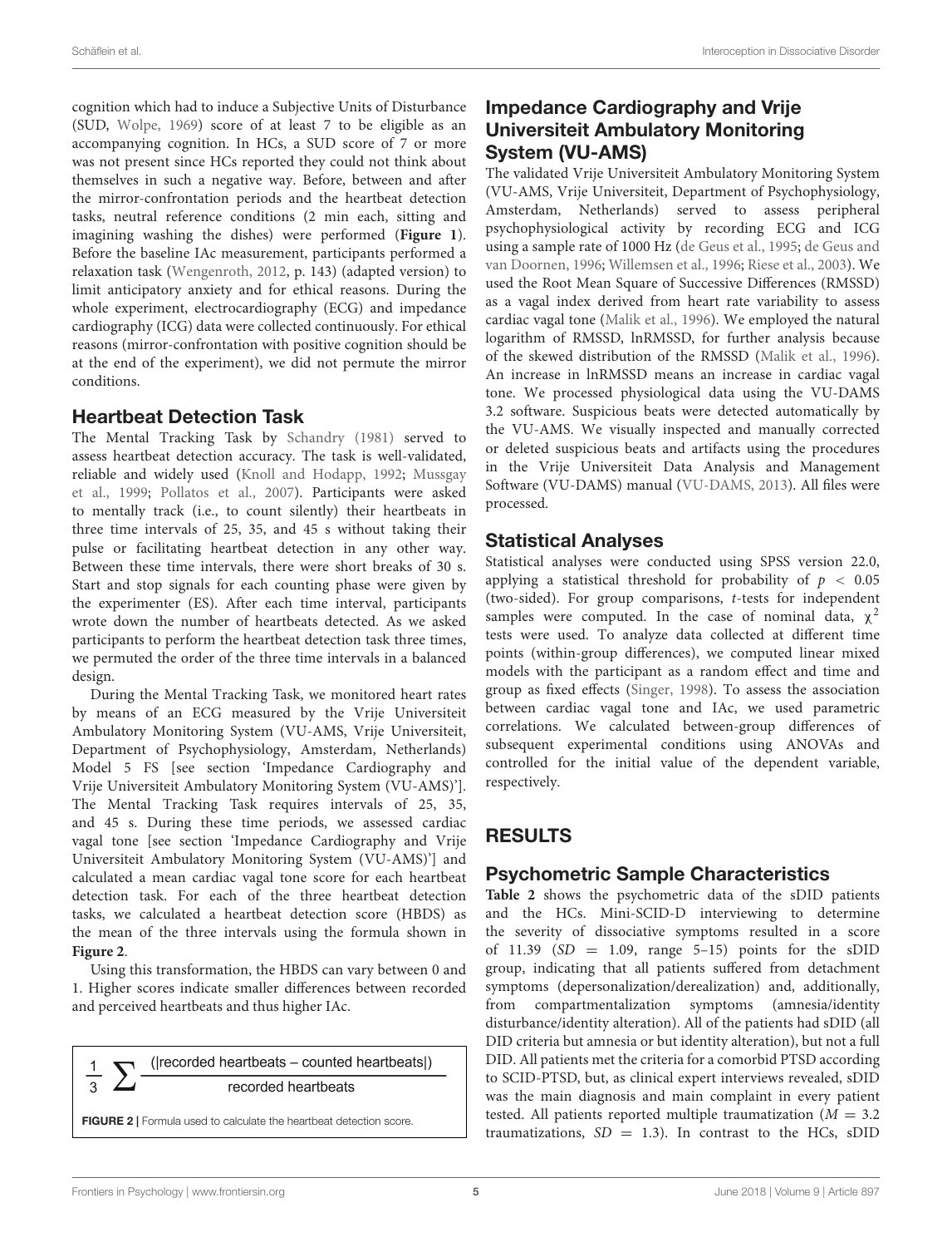cognition which had to induce a Subjective Units of Disturbance (SUD, Wolpe, 1969) score of at least 7 to be eligible as an accompanying cognition. In HCs, a SUD score of 7 or more was not present since HCs reported they could not think about themselves in such a negative way. Before, between and after the mirror-confrontation periods and the heartbeat detection tasks, neutral reference conditions (2 min each, sitting and imagining washing the dishes) were performed (**Figure 1**). Before the baseline IAc measurement, participants performed a relaxation task (Wengenroth, 2012, p. 143) (adapted version) to limit anticipatory anxiety and for ethical reasons. During the whole experiment, electrocardiography (ECG) and impedance cardiography (ICG) data were collected continuously. For ethical reasons (mirror-confrontation with positive cognition should be at the end of the experiment), we did not permute the mirror conditions.

## Heartbeat Detection Task

The Mental Tracking Task by Schandry (1981) served to assess heartbeat detection accuracy. The task is well-validated, reliable and widely used (Knoll and Hodapp, 1992; Mussgay et al., 1999; Pollatos et al., 2007). Participants were asked to mentally track (i.e., to count silently) their heartbeats in three time intervals of 25, 35, and 45 s without taking their pulse or facilitating heartbeat detection in any other way. Between these time intervals, there were short breaks of 30 s. Start and stop signals for each counting phase were given by the experimenter (ES). After each time interval, participants wrote down the number of heartbeats detected. As we asked participants to perform the heartbeat detection task three times, we permuted the order of the three time intervals in a balanced design.

During the Mental Tracking Task, we monitored heart rates by means of an ECG measured by the Vrije Universiteit Ambulatory Monitoring System (VU-AMS, Vrije Universiteit, Department of Psychophysiology, Amsterdam, Netherlands) Model 5 FS [see section 'Impedance Cardiography and Vrije Universiteit Ambulatory Monitoring System (VU-AMS)']. The Mental Tracking Task requires intervals of 25, 35, and 45 s. During these time periods, we assessed cardiac vagal tone [see section 'Impedance Cardiography and Vrije Universiteit Ambulatory Monitoring System (VU-AMS)'] and calculated a mean cardiac vagal tone score for each heartbeat detection task. For each of the three heartbeat detection tasks, we calculated a heartbeat detection score (HBDS) as the mean of the three intervals using the formula shown in **Figure 2**.

Using this transformation, the HBDS can vary between 0 and 1. Higher scores indicate smaller differences between recorded and perceived heartbeats and thus higher IAc.

$$\frac{1}{3}\sum\frac{(|\text{recorded heartbeats} - \text{counted heartbeats}|)}{\text{recorded heartbeats}}$$

**FIGURE 2** | Formula used to calculate the heartbeat detection score.

## Impedance Cardiography and Vrije Universiteit Ambulatory Monitoring System (VU-AMS)

The validated Vrije Universiteit Ambulatory Monitoring System (VU-AMS, Vrije Universiteit, Department of Psychophysiology, Amsterdam, Netherlands) served to assess peripheral psychophysiological activity by recording ECG and ICG using a sample rate of 1000 Hz (de Geus et al., 1995; de Geus and van Doornen, 1996; Willemsen et al., 1996; Riese et al., 2003). We used the Root Mean Square of Successive Differences (RMSSD) as a vagal index derived from heart rate variability to assess cardiac vagal tone (Malik et al., 1996). We employed the natural logarithm of RMSSD, lnRMSSD, for further analysis because of the skewed distribution of the RMSSD (Malik et al., 1996). An increase in lnRMSSD means an increase in cardiac vagal tone. We processed physiological data using the VU-DAMS 3.2 software. Suspicious beats were detected automatically by the VU-AMS. We visually inspected and manually corrected or deleted suspicious beats and artifacts using the procedures in the Vrije Universiteit Data Analysis and Management Software (VU-DAMS) manual (VU-DAMS, 2013). All files were processed.

## Statistical Analyses

Statistical analyses were conducted using SPSS version 22.0, applying a statistical threshold for probability of $p < 0.05$ (two-sided). For group comparisons, *t*-tests for independent samples were computed. In the case of nominal data, $\chi^2$ tests were used. To analyze data collected at different time points (within-group differences), we computed linear mixed models with the participant as a random effect and time and group as fixed effects (Singer, 1998). To assess the association between cardiac vagal tone and IAc, we used parametric correlations. We calculated between-group differences of subsequent experimental conditions using ANOVAs and controlled for the initial value of the dependent variable, respectively.

# RESULTS

## Psychometric Sample Characteristics

**Table 2** shows the psychometric data of the sDID patients and the HCs. Mini-SCID-D interviewing to determine the severity of dissociative symptoms resulted in a score of 11.39 ($SD = 1.09$, range 5–15) points for the sDID group, indicating that all patients suffered from detachment symptoms (depersonalization/derealization) and, additionally, from compartmentalization symptoms (amnesia/identity disturbance/identity alteration). All of the patients had sDID (all DID criteria but amnesia or but identity alteration), but not a full DID. All patients met the criteria for a comorbid PTSD according to SCID-PTSD, but, as clinical expert interviews revealed, sDID was the main diagnosis and main complaint in every patient tested. All patients reported multiple traumatization ($M = 3.2$ traumatizations, $SD = 1.3$). In contrast to the HCs, sDID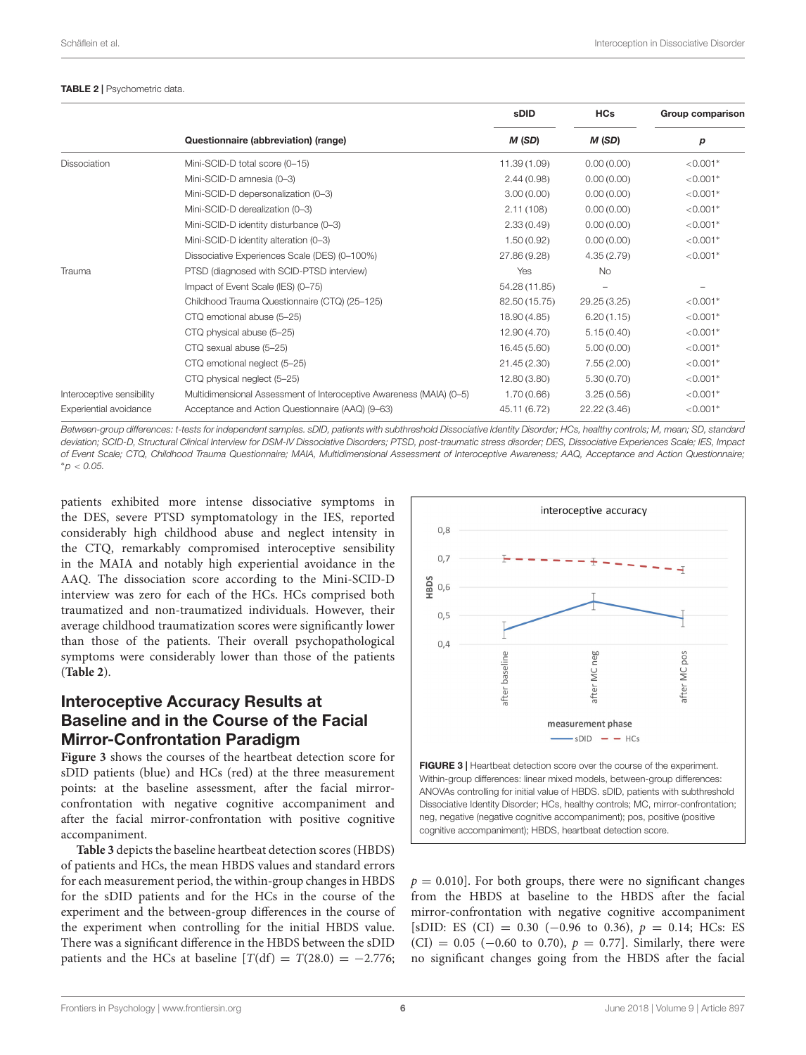**TABLE 2 |** Psychometric data.

| | Questionnaire (abbreviation) (range) | sDID | HCs | Group comparison |
|---|---|---|---|---|
| | | *M (SD)* | *M (SD)* | *p* |
| Dissociation | Mini-SCID-D total score (0–15) | 11.39 (1.09) | 0.00 (0.00) | <0.001* |
| | Mini-SCID-D amnesia (0–3) | 2.44 (0.98) | 0.00 (0.00) | <0.001* |
| | Mini-SCID-D depersonalization (0–3) | 3.00 (0.00) | 0.00 (0.00) | <0.001* |
| | Mini-SCID-D derealization (0–3) | 2.11 (108) | 0.00 (0.00) | <0.001* |
| | Mini-SCID-D identity disturbance (0–3) | 2.33 (0.49) | 0.00 (0.00) | <0.001* |
| | Mini-SCID-D identity alteration (0–3) | 1.50 (0.92) | 0.00 (0.00) | <0.001* |
| | Dissociative Experiences Scale (DES) (0–100%) | 27.86 (9.28) | 4.35 (2.79) | <0.001* |
| Trauma | PTSD (diagnosed with SCID-PTSD interview) | Yes | No | |
| | Impact of Event Scale (IES) (0–75) | 54.28 (11.85) | – | – |
| | Childhood Trauma Questionnaire (CTQ) (25–125) | 82.50 (15.75) | 29.25 (3.25) | <0.001* |
| | CTQ emotional abuse (5–25) | 18.90 (4.85) | 6.20 (1.15) | <0.001* |
| | CTQ physical abuse (5–25) | 12.90 (4.70) | 5.15 (0.40) | <0.001* |
| | CTQ sexual abuse (5–25) | 16.45 (5.60) | 5.00 (0.00) | <0.001* |
| | CTQ emotional neglect (5–25) | 21.45 (2.30) | 7.55 (2.00) | <0.001* |
| | CTQ physical neglect (5–25) | 12.80 (3.80) | 5.30 (0.70) | <0.001* |
| Interoceptive sensibility | Multidimensional Assessment of Interoceptive Awareness (MAIA) (0–5) | 1.70 (0.66) | 3.25 (0.56) | <0.001* |
| Experiential avoidance | Acceptance and Action Questionnaire (AAQ) (9–63) | 45.11 (6.72) | 22.22 (3.46) | <0.001* |

*Between-group differences: t-tests for independent samples. sDID, patients with subthreshold Dissociative Identity Disorder; HCs, healthy controls; M, mean; SD, standard deviation; SCID-D, Structural Clinical Interview for DSM-IV Dissociative Disorders; PTSD, post-traumatic stress disorder; DES, Dissociative Experiences Scale; IES, Impact of Event Scale; CTQ, Childhood Trauma Questionnaire; MAIA, Multidimensional Assessment of Interoceptive Awareness; AAQ, Acceptance and Action Questionnaire;* *$p < 0.05$.

patients exhibited more intense dissociative symptoms in the DES, severe PTSD symptomatology in the IES, reported considerably high childhood abuse and neglect intensity in the CTQ, remarkably compromised interoceptive sensibility in the MAIA and notably high experiential avoidance in the AAQ. The dissociation score according to the Mini-SCID-D interview was zero for each of the HCs. HCs comprised both traumatized and non-traumatized individuals. However, their average childhood traumatization scores were significantly lower than those of the patients. Their overall psychopathological symptoms were considerably lower than those of the patients (**Table 2**).

## Interoceptive Accuracy Results at Baseline and in the Course of the Facial Mirror-Confrontation Paradigm

**Figure 3** shows the courses of the heartbeat detection score for sDID patients (blue) and HCs (red) at the three measurement points: at the baseline assessment, after the facial mirror-confrontation with negative cognitive accompaniment and after the facial mirror-confrontation with positive cognitive accompaniment.

**FIGURE 3 |** Heartbeat detection score over the course of the experiment. Within-group differences: linear mixed models, between-group differences: ANOVAs controlling for initial value of HBDS. sDID, patients with subthreshold Dissociative Identity Disorder; HCs, healthy controls; MC, mirror-confrontation; neg, negative (negative cognitive accompaniment); pos, positive (positive cognitive accompaniment); HBDS, heartbeat detection score.

**Table 3** depicts the baseline heartbeat detection scores (HBDS) of patients and HCs, the mean HBDS values and standard errors for each measurement period, the within-group changes in HBDS for the sDID patients and for the HCs in the course of the experiment and the between-group differences in the course of the experiment when controlling for the initial HBDS value. There was a significant difference in the HBDS between the sDID patients and the HCs at baseline [$T(\text{df}) = T(28.0) = -2.776$; $p = 0.010$]. For both groups, there were no significant changes from the HBDS at baseline to the HBDS after the facial mirror-confrontation with negative cognitive accompaniment [sDID: ES (CI) = 0.30 (−0.96 to 0.36), $p = 0.14$; HCs: ES (CI) = 0.05 (−0.60 to 0.70), $p = 0.77$]. Similarly, there were no significant changes going from the HBDS after the facial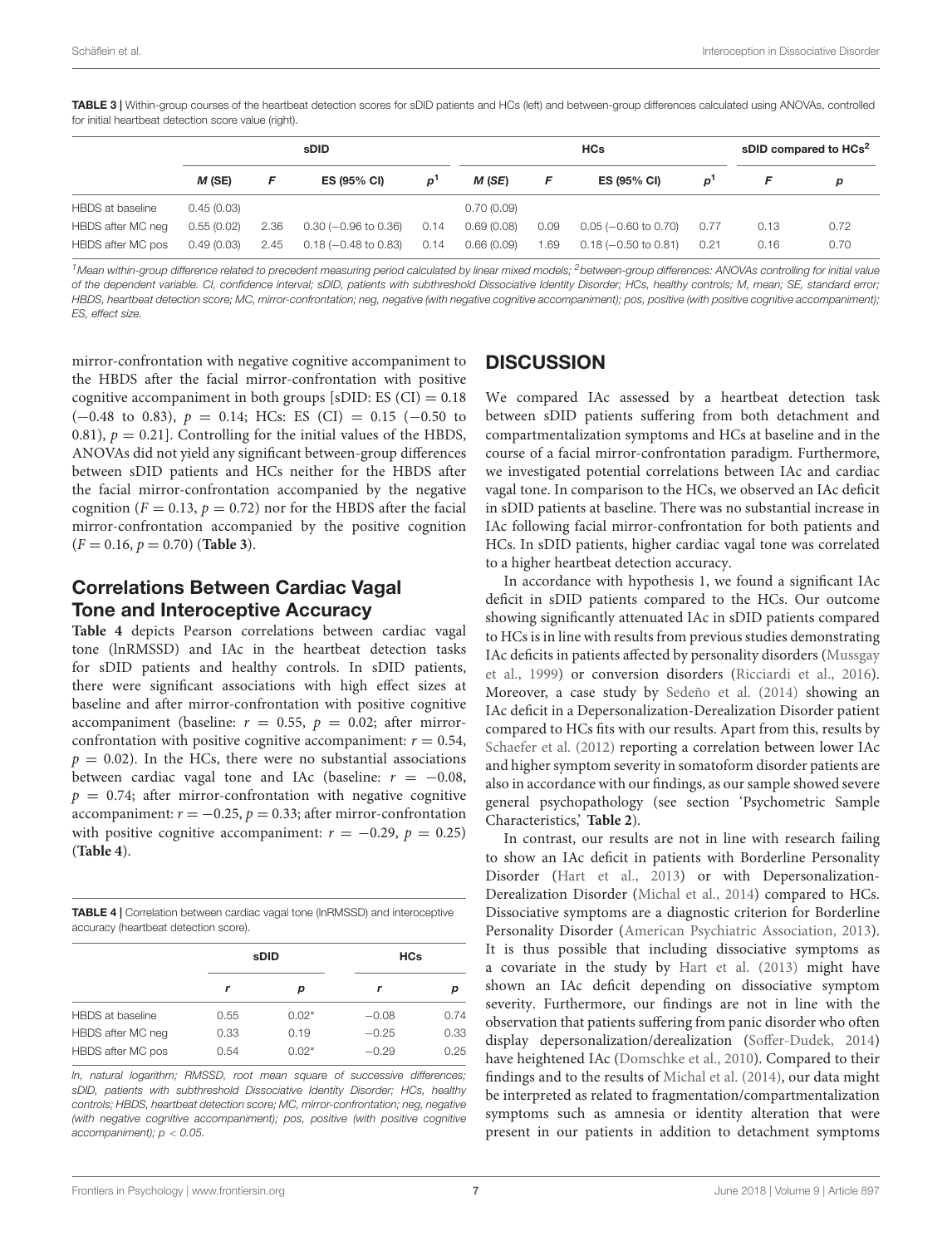**TABLE 3 |** Within-group courses of the heartbeat detection scores for sDID patients and HCs (left) and between-group differences calculated using ANOVAs, controlled for initial heartbeat detection score value (right).

| | sDID | | | | HCs | | | | sDID compared to HCs[2] | |
|---|---|---|---|---|---|---|---|---|---|---|
| | ***M* (SE)** | ***F*** | **ES (95% CI)** | ***p*[1]** | ***M* (SE)** | ***F*** | **ES (95% CI)** | ***p*[1]** | ***F*** | ***p*** |
| HBDS at baseline | 0.45 (0.03) | | | | 0.70 (0.09) | | | | | |
| HBDS after MC neg | 0.55 (0.02) | 2.36 | 0.30 (−0.96 to 0.36) | 0.14 | 0.69 (0.08) | 0.09 | 0.05 (−0.60 to 0.70) | 0.77 | 0.13 | 0.72 |
| HBDS after MC pos | 0.49 (0.03) | 2.45 | 0.18 (−0.48 to 0.83) | 0.14 | 0.66 (0.09) | 1.69 | 0.18 (−0.50 to 0.81) | 0.21 | 0.16 | 0.70 |

[1]Mean within-group difference related to precedent measuring period calculated by linear mixed models; [2]between-group differences: ANOVAs controlling for initial value of the dependent variable. CI, confidence interval; sDID, patients with subthreshold Dissociative Identity Disorder; HCs, healthy controls; M, mean; SE, standard error; HBDS, heartbeat detection score; MC, mirror-confrontation; neg, negative (with negative cognitive accompaniment); pos, positive (with positive cognitive accompaniment); ES, effect size.

mirror-confrontation with negative cognitive accompaniment to the HBDS after the facial mirror-confrontation with positive cognitive accompaniment in both groups [sDID: ES (CI) = 0.18 (−0.48 to 0.83), $p = 0.14$; HCs: ES (CI) = 0.15 (−0.50 to 0.81), $p = 0.21$]. Controlling for the initial values of the HBDS, ANOVAs did not yield any significant between-group differences between sDID patients and HCs neither for the HBDS after the facial mirror-confrontation accompanied by the negative cognition ($F = 0.13$, $p = 0.72$) nor for the HBDS after the facial mirror-confrontation accompanied by the positive cognition ($F = 0.16$, $p = 0.70$) (**Table 3**).

## Correlations Between Cardiac Vagal Tone and Interoceptive Accuracy

**Table 4** depicts Pearson correlations between cardiac vagal tone (lnRMSSD) and IAc in the heartbeat detection tasks for sDID patients and healthy controls. In sDID patients, there were significant associations with high effect sizes at baseline and after mirror-confrontation with positive cognitive accompaniment (baseline: $r = 0.55$, $p = 0.02$; after mirror-confrontation with positive cognitive accompaniment: $r = 0.54$, $p = 0.02$). In the HCs, there were no substantial associations between cardiac vagal tone and IAc (baseline: $r = -0.08$, $p = 0.74$; after mirror-confrontation with negative cognitive accompaniment: $r = -0.25$, $p = 0.33$; after mirror-confrontation with positive cognitive accompaniment: $r = -0.29$, $p = 0.25$) (**Table 4**).

**TABLE 4 |** Correlation between cardiac vagal tone (lnRMSSD) and interoceptive accuracy (heartbeat detection score).

| | sDID | | HCs | |
|---|---|---|---|---|
| | ***r*** | ***p*** | ***r*** | ***p*** |
| HBDS at baseline | 0.55 | 0.02* | −0.08 | 0.74 |
| HBDS after MC neg | 0.33 | 0.19 | −0.25 | 0.33 |
| HBDS after MC pos | 0.54 | 0.02* | −0.29 | 0.25 |

ln, natural logarithm; RMSSD, root mean square of successive differences; sDID, patients with subthreshold Dissociative Identity Disorder; HCs, healthy controls; HBDS, heartbeat detection score; MC, mirror-confrontation; neg, negative (with negative cognitive accompaniment); pos, positive (with positive cognitive accompaniment); $p < 0.05$.

# DISCUSSION

We compared IAc assessed by a heartbeat detection task between sDID patients suffering from both detachment and compartmentalization symptoms and HCs at baseline and in the course of a facial mirror-confrontation paradigm. Furthermore, we investigated potential correlations between IAc and cardiac vagal tone. In comparison to the HCs, we observed an IAc deficit in sDID patients at baseline. There was no substantial increase in IAc following facial mirror-confrontation for both patients and HCs. In sDID patients, higher cardiac vagal tone was correlated to a higher heartbeat detection accuracy.

In accordance with hypothesis 1, we found a significant IAc deficit in sDID patients compared to the HCs. Our outcome showing significantly attenuated IAc in sDID patients compared to HCs is in line with results from previous studies demonstrating IAc deficits in patients affected by personality disorders (Mussgay et al., 1999) or conversion disorders (Ricciardi et al., 2016). Moreover, a case study by Sedeño et al. (2014) showing an IAc deficit in a Depersonalization-Derealization Disorder patient compared to HCs fits with our results. Apart from this, results by Schaefer et al. (2012) reporting a correlation between lower IAc and higher symptom severity in somatoform disorder patients are also in accordance with our findings, as our sample showed severe general psychopathology (see section 'Psychometric Sample Characteristics,' **Table 2**).

In contrast, our results are not in line with research failing to show an IAc deficit in patients with Borderline Personality Disorder (Hart et al., 2013) or with Depersonalization-Derealization Disorder (Michal et al., 2014) compared to HCs. Dissociative symptoms are a diagnostic criterion for Borderline Personality Disorder (American Psychiatric Association, 2013). It is thus possible that including dissociative symptoms as a covariate in the study by Hart et al. (2013) might have shown an IAc deficit depending on dissociative symptom severity. Furthermore, our findings are not in line with the observation that patients suffering from panic disorder who often display depersonalization/derealization (Soffer-Dudek, 2014) have heightened IAc (Domschke et al., 2010). Compared to their findings and to the results of Michal et al. (2014), our data might be interpreted as related to fragmentation/compartmentalization symptoms such as amnesia or identity alteration that were present in our patients in addition to detachment symptoms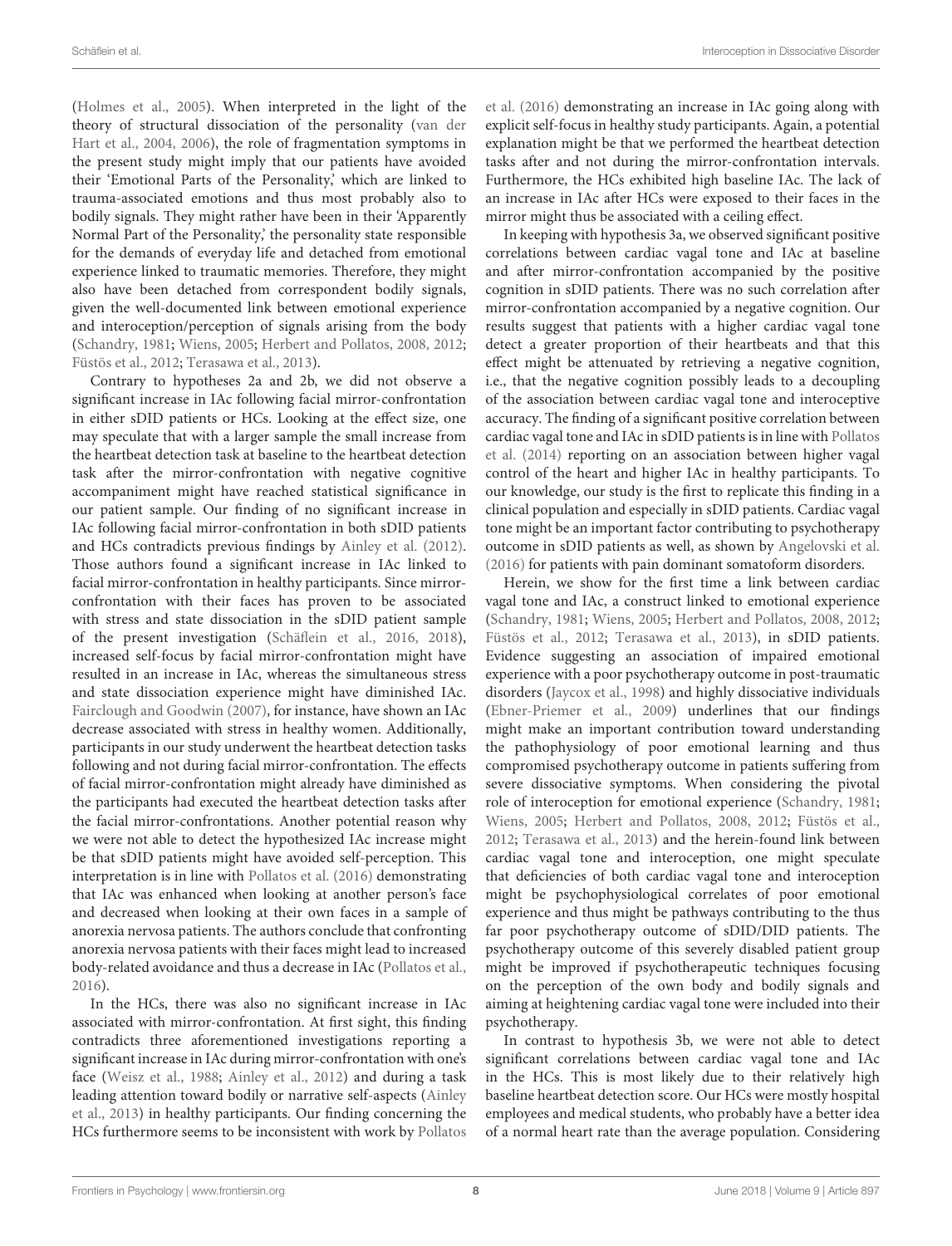(Holmes et al., 2005). When interpreted in the light of the theory of structural dissociation of the personality (van der Hart et al., 2004, 2006), the role of fragmentation symptoms in the present study might imply that our patients have avoided their 'Emotional Parts of the Personality,' which are linked to trauma-associated emotions and thus most probably also to bodily signals. They might rather have been in their 'Apparently Normal Part of the Personality,' the personality state responsible for the demands of everyday life and detached from emotional experience linked to traumatic memories. Therefore, they might also have been detached from correspondent bodily signals, given the well-documented link between emotional experience and interoception/perception of signals arising from the body (Schandry, 1981; Wiens, 2005; Herbert and Pollatos, 2008, 2012; Füstös et al., 2012; Terasawa et al., 2013).

Contrary to hypotheses 2a and 2b, we did not observe a significant increase in IAc following facial mirror-confrontation in either sDID patients or HCs. Looking at the effect size, one may speculate that with a larger sample the small increase from the heartbeat detection task at baseline to the heartbeat detection task after the mirror-confrontation with negative cognitive accompaniment might have reached statistical significance in our patient sample. Our finding of no significant increase in IAc following facial mirror-confrontation in both sDID patients and HCs contradicts previous findings by Ainley et al. (2012). Those authors found a significant increase in IAc linked to facial mirror-confrontation in healthy participants. Since mirror-confrontation with their faces has proven to be associated with stress and state dissociation in the sDID patient sample of the present investigation (Schäflein et al., 2016, 2018), increased self-focus by facial mirror-confrontation might have resulted in an increase in IAc, whereas the simultaneous stress and state dissociation experience might have diminished IAc. Fairclough and Goodwin (2007), for instance, have shown an IAc decrease associated with stress in healthy women. Additionally, participants in our study underwent the heartbeat detection tasks following and not during facial mirror-confrontation. The effects of facial mirror-confrontation might already have diminished as the participants had executed the heartbeat detection tasks after the facial mirror-confrontations. Another potential reason why we were not able to detect the hypothesized IAc increase might be that sDID patients might have avoided self-perception. This interpretation is in line with Pollatos et al. (2016) demonstrating that IAc was enhanced when looking at another person's face and decreased when looking at their own faces in a sample of anorexia nervosa patients. The authors conclude that confronting anorexia nervosa patients with their faces might lead to increased body-related avoidance and thus a decrease in IAc (Pollatos et al., 2016).

In the HCs, there was also no significant increase in IAc associated with mirror-confrontation. At first sight, this finding contradicts three aforementioned investigations reporting a significant increase in IAc during mirror-confrontation with one's face (Weisz et al., 1988; Ainley et al., 2012) and during a task leading attention toward bodily or narrative self-aspects (Ainley et al., 2013) in healthy participants. Our finding concerning the HCs furthermore seems to be inconsistent with work by Pollatos et al. (2016) demonstrating an increase in IAc going along with explicit self-focus in healthy study participants. Again, a potential explanation might be that we performed the heartbeat detection tasks after and not during the mirror-confrontation intervals. Furthermore, the HCs exhibited high baseline IAc. The lack of an increase in IAc after HCs were exposed to their faces in the mirror might thus be associated with a ceiling effect.

In keeping with hypothesis 3a, we observed significant positive correlations between cardiac vagal tone and IAc at baseline and after mirror-confrontation accompanied by the positive cognition in sDID patients. There was no such correlation after mirror-confrontation accompanied by a negative cognition. Our results suggest that patients with a higher cardiac vagal tone detect a greater proportion of their heartbeats and that this effect might be attenuated by retrieving a negative cognition, i.e., that the negative cognition possibly leads to a decoupling of the association between cardiac vagal tone and interoceptive accuracy. The finding of a significant positive correlation between cardiac vagal tone and IAc in sDID patients is in line with Pollatos et al. (2014) reporting on an association between higher vagal control of the heart and higher IAc in healthy participants. To our knowledge, our study is the first to replicate this finding in a clinical population and especially in sDID patients. Cardiac vagal tone might be an important factor contributing to psychotherapy outcome in sDID patients as well, as shown by Angelovski et al. (2016) for patients with pain dominant somatoform disorders.

Herein, we show for the first time a link between cardiac vagal tone and IAc, a construct linked to emotional experience (Schandry, 1981; Wiens, 2005; Herbert and Pollatos, 2008, 2012; Füstös et al., 2012; Terasawa et al., 2013), in sDID patients. Evidence suggesting an association of impaired emotional experience with a poor psychotherapy outcome in post-traumatic disorders (Jaycox et al., 1998) and highly dissociative individuals (Ebner-Priemer et al., 2009) underlines that our findings might make an important contribution toward understanding the pathophysiology of poor emotional learning and thus compromised psychotherapy outcome in patients suffering from severe dissociative symptoms. When considering the pivotal role of interoception for emotional experience (Schandry, 1981; Wiens, 2005; Herbert and Pollatos, 2008, 2012; Füstös et al., 2012; Terasawa et al., 2013) and the herein-found link between cardiac vagal tone and interoception, one might speculate that deficiencies of both cardiac vagal tone and interoception might be psychophysiological correlates of poor emotional experience and thus might be pathways contributing to the thus far poor psychotherapy outcome of sDID/DID patients. The psychotherapy outcome of this severely disabled patient group might be improved if psychotherapeutic techniques focusing on the perception of the own body and bodily signals and aiming at heightening cardiac vagal tone were included into their psychotherapy.

In contrast to hypothesis 3b, we were not able to detect significant correlations between cardiac vagal tone and IAc in the HCs. This is most likely due to their relatively high baseline heartbeat detection score. Our HCs were mostly hospital employees and medical students, who probably have a better idea of a normal heart rate than the average population. Considering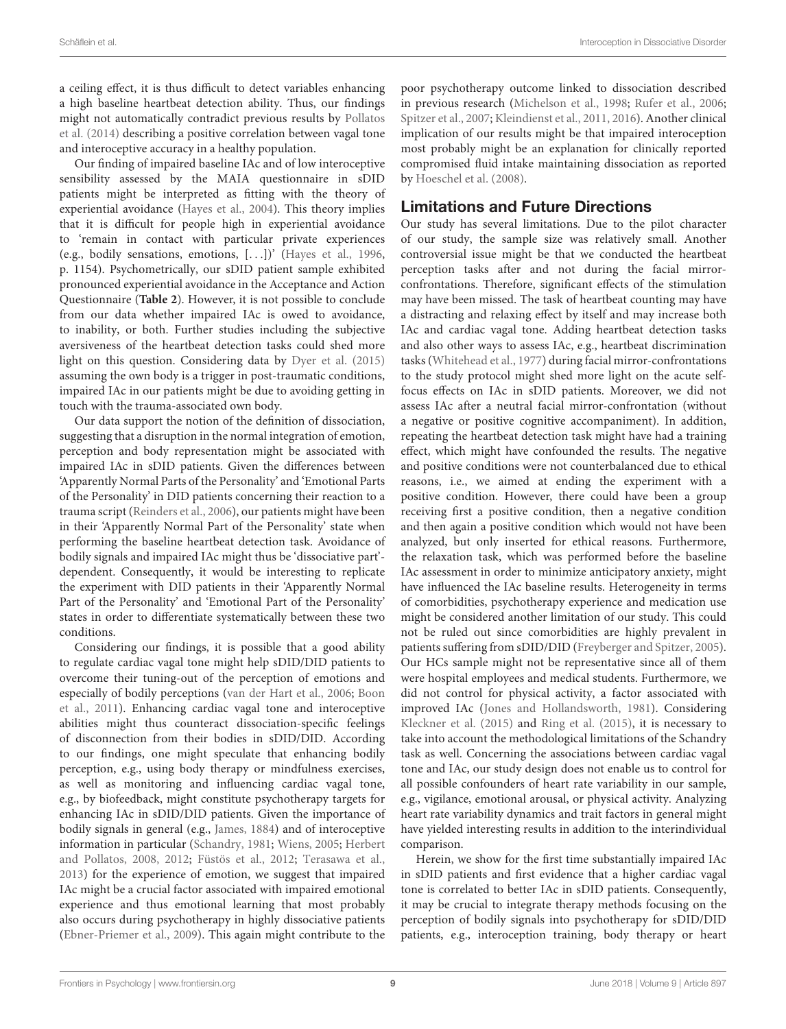a ceiling effect, it is thus difficult to detect variables enhancing a high baseline heartbeat detection ability. Thus, our findings might not automatically contradict previous results by Pollatos et al. (2014) describing a positive correlation between vagal tone and interoceptive accuracy in a healthy population.

Our finding of impaired baseline IAc and of low interoceptive sensibility assessed by the MAIA questionnaire in sDID patients might be interpreted as fitting with the theory of experiential avoidance (Hayes et al., 2004). This theory implies that it is difficult for people high in experiential avoidance to 'remain in contact with particular private experiences (e.g., bodily sensations, emotions, [...])' (Hayes et al., 1996, p. 1154). Psychometrically, our sDID patient sample exhibited pronounced experiential avoidance in the Acceptance and Action Questionnaire (**Table 2**). However, it is not possible to conclude from our data whether impaired IAc is owed to avoidance, to inability, or both. Further studies including the subjective aversiveness of the heartbeat detection tasks could shed more light on this question. Considering data by Dyer et al. (2015) assuming the own body is a trigger in post-traumatic conditions, impaired IAc in our patients might be due to avoiding getting in touch with the trauma-associated own body.

Our data support the notion of the definition of dissociation, suggesting that a disruption in the normal integration of emotion, perception and body representation might be associated with impaired IAc in sDID patients. Given the differences between 'Apparently Normal Parts of the Personality' and 'Emotional Parts of the Personality' in DID patients concerning their reaction to a trauma script (Reinders et al., 2006), our patients might have been in their 'Apparently Normal Part of the Personality' state when performing the baseline heartbeat detection task. Avoidance of bodily signals and impaired IAc might thus be 'dissociative part'-dependent. Consequently, it would be interesting to replicate the experiment with DID patients in their 'Apparently Normal Part of the Personality' and 'Emotional Part of the Personality' states in order to differentiate systematically between these two conditions.

Considering our findings, it is possible that a good ability to regulate cardiac vagal tone might help sDID/DID patients to overcome their tuning-out of the perception of emotions and especially of bodily perceptions (van der Hart et al., 2006; Boon et al., 2011). Enhancing cardiac vagal tone and interoceptive abilities might thus counteract dissociation-specific feelings of disconnection from their bodies in sDID/DID. According to our findings, one might speculate that enhancing bodily perception, e.g., using body therapy or mindfulness exercises, as well as monitoring and influencing cardiac vagal tone, e.g., by biofeedback, might constitute psychotherapy targets for enhancing IAc in sDID/DID patients. Given the importance of bodily signals in general (e.g., James, 1884) and of interoceptive information in particular (Schandry, 1981; Wiens, 2005; Herbert and Pollatos, 2008, 2012; Füstös et al., 2012; Terasawa et al., 2013) for the experience of emotion, we suggest that impaired IAc might be a crucial factor associated with impaired emotional experience and thus emotional learning that most probably also occurs during psychotherapy in highly dissociative patients (Ebner-Priemer et al., 2009). This again might contribute to the poor psychotherapy outcome linked to dissociation described in previous research (Michelson et al., 1998; Rufer et al., 2006; Spitzer et al., 2007; Kleindienst et al., 2011, 2016). Another clinical implication of our results might be that impaired interoception most probably might be an explanation for clinically reported compromised fluid intake maintaining dissociation as reported by Hoeschel et al. (2008).

## Limitations and Future Directions

Our study has several limitations. Due to the pilot character of our study, the sample size was relatively small. Another controversial issue might be that we conducted the heartbeat perception tasks after and not during the facial mirror-confrontations. Therefore, significant effects of the stimulation may have been missed. The task of heartbeat counting may have a distracting and relaxing effect by itself and may increase both IAc and cardiac vagal tone. Adding heartbeat detection tasks and also other ways to assess IAc, e.g., heartbeat discrimination tasks (Whitehead et al., 1977) during facial mirror-confrontations to the study protocol might shed more light on the acute self-focus effects on IAc in sDID patients. Moreover, we did not assess IAc after a neutral facial mirror-confrontation (without a negative or positive cognitive accompaniment). In addition, repeating the heartbeat detection task might have had a training effect, which might have confounded the results. The negative and positive conditions were not counterbalanced due to ethical reasons, i.e., we aimed at ending the experiment with a positive condition. However, there could have been a group receiving first a positive condition, then a negative condition and then again a positive condition which would not have been analyzed, but only inserted for ethical reasons. Furthermore, the relaxation task, which was performed before the baseline IAc assessment in order to minimize anticipatory anxiety, might have influenced the IAc baseline results. Heterogeneity in terms of comorbidities, psychotherapy experience and medication use might be considered another limitation of our study. This could not be ruled out since comorbidities are highly prevalent in patients suffering from sDID/DID (Freyberger and Spitzer, 2005). Our HCs sample might not be representative since all of them were hospital employees and medical students. Furthermore, we did not control for physical activity, a factor associated with improved IAc (Jones and Hollandsworth, 1981). Considering Kleckner et al. (2015) and Ring et al. (2015), it is necessary to take into account the methodological limitations of the Schandry task as well. Concerning the associations between cardiac vagal tone and IAc, our study design does not enable us to control for all possible confounders of heart rate variability in our sample, e.g., vigilance, emotional arousal, or physical activity. Analyzing heart rate variability dynamics and trait factors in general might have yielded interesting results in addition to the interindividual comparison.

Herein, we show for the first time substantially impaired IAc in sDID patients and first evidence that a higher cardiac vagal tone is correlated to better IAc in sDID patients. Consequently, it may be crucial to integrate therapy methods focusing on the perception of bodily signals into psychotherapy for sDID/DID patients, e.g., interoception training, body therapy or heart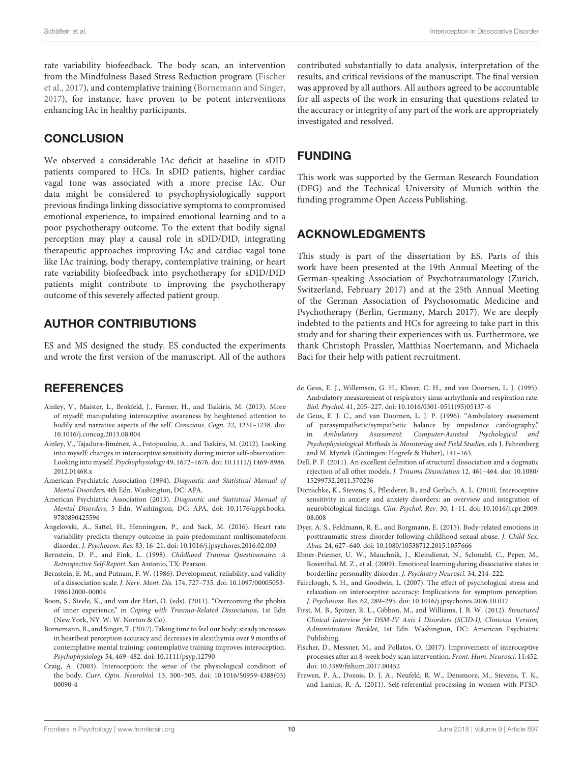rate variability biofeedback. The body scan, an intervention from the Mindfulness Based Stress Reduction program (Fischer et al., 2017), and contemplative training (Bornemann and Singer, 2017), for instance, have proven to be potent interventions enhancing IAc in healthy participants.

## CONCLUSION

We observed a considerable IAc deficit at baseline in sDID patients compared to HCs. In sDID patients, higher cardiac vagal tone was associated with a more precise IAc. Our data might be considered to psychophysiologically support previous findings linking dissociative symptoms to compromised emotional experience, to impaired emotional learning and to a poor psychotherapy outcome. To the extent that bodily signal perception may play a causal role in sDID/DID, integrating therapeutic approaches improving IAc and cardiac vagal tone like IAc training, body therapy, contemplative training, or heart rate variability biofeedback into psychotherapy for sDID/DID patients might contribute to improving the psychotherapy outcome of this severely affected patient group.

## AUTHOR CONTRIBUTIONS

ES and MS designed the study. ES conducted the experiments and wrote the first version of the manuscript. All of the authors contributed substantially to data analysis, interpretation of the results, and critical revisions of the manuscript. The final version was approved by all authors. All authors agreed to be accountable for all aspects of the work in ensuring that questions related to the accuracy or integrity of any part of the work are appropriately investigated and resolved.

## FUNDING

This work was supported by the German Research Foundation (DFG) and the Technical University of Munich within the funding programme Open Access Publishing.

## ACKNOWLEDGMENTS

This study is part of the dissertation by ES. Parts of this work have been presented at the 19th Annual Meeting of the German-speaking Association of Psychotraumatology (Zurich, Switzerland, February 2017) and at the 25th Annual Meeting of the German Association of Psychosomatic Medicine and Psychotherapy (Berlin, Germany, March 2017). We are deeply indebted to the patients and HCs for agreeing to take part in this study and for sharing their experiences with us. Furthermore, we thank Christoph Prassler, Matthias Noertemann, and Michaela Baci for their help with patient recruitment.

## REFERENCES

Ainley, V., Maister, L., Brokfeld, J., Farmer, H., and Tsakiris, M. (2013). More of myself: manipulating interoceptive awareness by heightened attention to bodily and narrative aspects of the self. *Conscious. Cogn.* 22, 1231–1238. doi: 10.1016/j.concog.2013.08.004

Ainley, V., Tajadura-Jiménez, A., Fotopoulou, A., and Tsakiris, M. (2012). Looking into myself: changes in interoceptive sensitivity during mirror self-observation: Looking into myself. *Psychophysiology* 49, 1672–1676. doi: 10.1111/j.1469-8986.2012.01468.x

American Psychiatric Association (1994). *Diagnostic and Statistical Manual of Mental Disorders*, 4th Edn. Washington, DC: APA.

American Psychiatric Association (2013). *Diagnostic and Statistical Manual of Mental Disorders*, 5 Edn. Washington, DC: APA. doi: 10.1176/appi.books.9780890425596

Angelovski, A., Sattel, H., Henningsen, P., and Sack, M. (2016). Heart rate variability predicts therapy outcome in pain-predominant multisomatoform disorder. *J. Psychosom. Res.* 83, 16–21. doi: 10.1016/j.jpsychores.2016.02.003

Bernstein, D. P., and Fink, L. (1998). *Childhood Trauma Questionnaire: A Retrospective Self-Report*. San Antonio, TX: Pearson.

Bernstein, E. M., and Putnam, F. W. (1986). Development, reliability, and validity of a dissociation scale. *J. Nerv. Ment. Dis.* 174, 727–735. doi: 10.1097/00005053-198612000-00004

Boon, S., Steele, K., and van der Hart, O. (eds). (2011). "Overcoming the phobia of inner experience," in *Coping with Trauma-Related Dissociation*, 1st Edn (New York, NY: W. W. Norton & Co).

Bornemann, B., and Singer, T. (2017). Taking time to feel our body: steady increases in heartbeat perception accuracy and decreases in alexithymia over 9 months of contemplative mental training: contemplative training improves interoception. *Psychophysiology* 54, 469–482. doi: 10.1111/psyp.12790

Craig, A. (2003). Interoception: the sense of the physiological condition of the body. *Curr. Opin. Neurobiol.* 13, 500–505. doi: 10.1016/S0959-4388(03)00090-4

de Geus, E. J., Willemsen, G. H., Klaver, C. H., and van Doornen, L. J. (1995). Ambulatory measurement of respiratory sinus arrhythmia and respiration rate. *Biol. Psychol.* 41, 205–227. doi: 10.1016/0301-0511(95)05137-6

de Geus, E. J. C., and van Doornen, L. J. P. (1996). "Ambulatory assessment of parasympathetic/sympathetic balance by impedance cardiography," in *Ambulatory Assessment: Computer-Assisted Psychological and Psychophysiological Methods in Monitoring and Field Studies*, eds J. Fahrenberg and M. Myrtek (Göttingen: Hogrefe & Huber), 141–163.

Dell, P. F. (2011). An excellent definition of structural dissociation and a dogmatic rejection of all other models. *J. Trauma Dissociation* 12, 461–464. doi: 10.1080/15299732.2011.570236

Domschke, K., Stevens, S., Pfleiderer, B., and Gerlach, A. L. (2010). Interoceptive sensitivity in anxiety and anxiety disorders: an overview and integration of neurobiological findings. *Clin. Psychol. Rev.* 30, 1–11. doi: 10.1016/j.cpr.2009.08.008

Dyer, A. S., Feldmann, R. E., and Borgmann, E. (2015). Body-related emotions in posttraumatic stress disorder following childhood sexual abuse. *J. Child Sex. Abus.* 24, 627–640. doi: 10.1080/10538712.2015.1057666

Ebner-Priemer, U. W., Mauchnik, J., Kleindienst, N., Schmahl, C., Peper, M., Rosenthal, M. Z., et al. (2009). Emotional learning during dissociative states in borderline personality disorder. *J. Psychiatry Neurosci.* 34, 214–222.

Fairclough, S. H., and Goodwin, L. (2007). The effect of psychological stress and relaxation on interoceptive accuracy: Implications for symptom perception. *J. Psychosom. Res.* 62, 289–295. doi: 10.1016/j.jpsychores.2006.10.017

First, M. B., Spitzer, R. L., Gibbon, M., and Williams, J. B. W. (2012). *Structured Clinical Interview for DSM-IV Axis I Disorders (SCID-I), Clinician Version, Administration Booklet*, 1st Edn. Washington, DC: American Psychiatric Publishing.

Fischer, D., Messner, M., and Pollatos, O. (2017). Improvement of interoceptive processes after an 8-week body scan intervention. *Front. Hum. Neurosci.* 11:452. doi: 10.3389/fnhum.2017.00452

Frewen, P. A., Dozois, D. J. A., Neufeld, R. W., Densmore, M., Stevens, T. K., and Lanius, R. A. (2011). Self-referential processing in women with PTSD: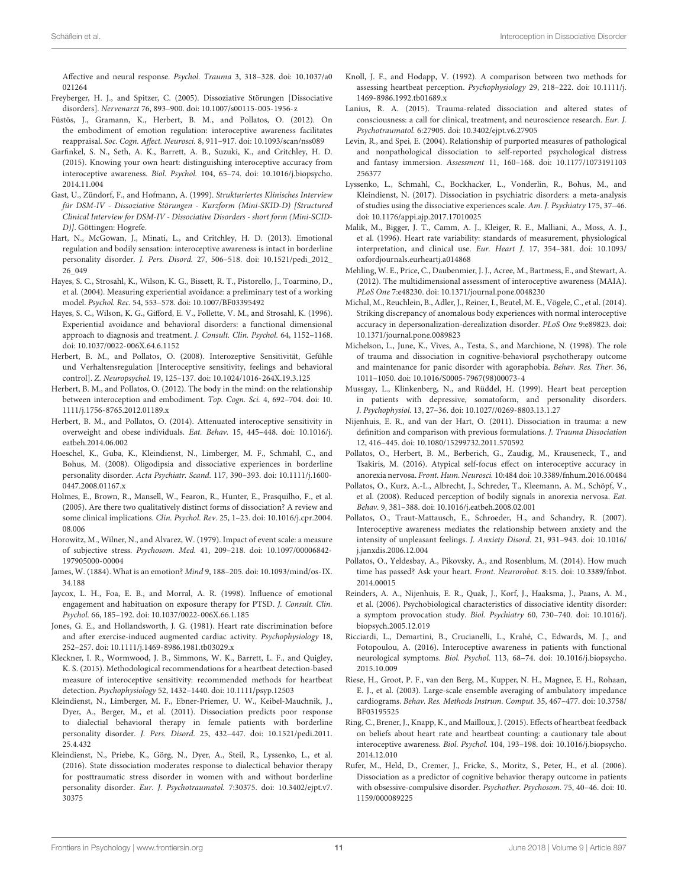Affective and neural response. *Psychol. Trauma* 3, 318–328. doi: 10.1037/a0021264

Freyberger, H. J., and Spitzer, C. (2005). Dissoziative Störungen [Dissociative disorders]. *Nervenarzt* 76, 893–900. doi: 10.1007/s00115-005-1956-z

Füstös, J., Gramann, K., Herbert, B. M., and Pollatos, O. (2012). On the embodiment of emotion regulation: interoceptive awareness facilitates reappraisal. *Soc. Cogn. Affect. Neurosci.* 8, 911–917. doi: 10.1093/scan/nss089

Garfinkel, S. N., Seth, A. K., Barrett, A. B., Suzuki, K., and Critchley, H. D. (2015). Knowing your own heart: distinguishing interoceptive accuracy from interoceptive awareness. *Biol. Psychol.* 104, 65–74. doi: 10.1016/j.biopsycho.2014.11.004

Gast, U., Zündorf, F., and Hofmann, A. (1999). *Strukturiertes Klinisches Interview für DSM-IV - Dissoziative Störungen - Kurzform (Mini-SKID-D) [Structured Clinical Interview for DSM-IV - Dissociative Disorders - short form (Mini-SCID-D)]*. Göttingen: Hogrefe.

Hart, N., McGowan, J., Minati, L., and Critchley, H. D. (2013). Emotional regulation and bodily sensation: interoceptive awareness is intact in borderline personality disorder. *J. Pers. Disord.* 27, 506–518. doi: 10.1521/pedi_2012_26_049

Hayes, S. C., Strosahl, K., Wilson, K. G., Bissett, R. T., Pistorello, J., Toarmino, D., et al. (2004). Measuring experiential avoidance: a preliminary test of a working model. *Psychol. Rec.* 54, 553–578. doi: 10.1007/BF03395492

Hayes, S. C., Wilson, K. G., Gifford, E. V., Follette, V. M., and Strosahl, K. (1996). Experiential avoidance and behavioral disorders: a functional dimensional approach to diagnosis and treatment. *J. Consult. Clin. Psychol.* 64, 1152–1168. doi: 10.1037/0022-006X.64.6.1152

Herbert, B. M., and Pollatos, O. (2008). Interozeptive Sensitivität, Gefühle und Verhaltensregulation [Interoceptive sensitivity, feelings and behavioral control]. *Z. Neuropsychol.* 19, 125–137. doi: 10.1024/1016-264X.19.3.125

Herbert, B. M., and Pollatos, O. (2012). The body in the mind: on the relationship between interoception and embodiment. *Top. Cogn. Sci.* 4, 692–704. doi: 10.1111/j.1756-8765.2012.01189.x

Herbert, B. M., and Pollatos, O. (2014). Attenuated interoceptive sensitivity in overweight and obese individuals. *Eat. Behav.* 15, 445–448. doi: 10.1016/j.eatbeh.2014.06.002

Hoeschel, K., Guba, K., Kleindienst, N., Limberger, M. F., Schmahl, C., and Bohus, M. (2008). Oligodipsia and dissociative experiences in borderline personality disorder. *Acta Psychiatr. Scand.* 117, 390–393. doi: 10.1111/j.1600-0447.2008.01167.x

Holmes, E., Brown, R., Mansell, W., Fearon, R., Hunter, E., Frasquilho, F., et al. (2005). Are there two qualitatively distinct forms of dissociation? A review and some clinical implications. *Clin. Psychol. Rev.* 25, 1–23. doi: 10.1016/j.cpr.2004.08.006

Horowitz, M., Wilner, N., and Alvarez, W. (1979). Impact of event scale: a measure of subjective stress. *Psychosom. Med.* 41, 209–218. doi: 10.1097/00006842-197905000-00004

James, W. (1884). What is an emotion? *Mind* 9, 188–205. doi: 10.1093/mind/os-IX.34.188

Jaycox, L. H., Foa, E. B., and Morral, A. R. (1998). Influence of emotional engagement and habituation on exposure therapy for PTSD. *J. Consult. Clin. Psychol.* 66, 185–192. doi: 10.1037/0022-006X.66.1.185

Jones, G. E., and Hollandsworth, J. G. (1981). Heart rate discrimination before and after exercise-induced augmented cardiac activity. *Psychophysiology* 18, 252–257. doi: 10.1111/j.1469-8986.1981.tb03029.x

Kleckner, I. R., Wormwood, J. B., Simmons, W. K., Barrett, L. F., and Quigley, K. S. (2015). Methodological recommendations for a heartbeat detection-based measure of interoceptive sensitivity: recommended methods for heartbeat detection. *Psychophysiology* 52, 1432–1440. doi: 10.1111/psyp.12503

Kleindienst, N., Limberger, M. F., Ebner-Priemer, U. W., Keibel-Mauchnik, J., Dyer, A., Berger, M., et al. (2011). Dissociation predicts poor response to dialectial behavioral therapy in female patients with borderline personality disorder. *J. Pers. Disord.* 25, 432–447. doi: 10.1521/pedi.2011.25.4.432

Kleindienst, N., Priebe, K., Görg, N., Dyer, A., Steil, R., Lyssenko, L., et al. (2016). State dissociation moderates response to dialectical behavior therapy for posttraumatic stress disorder in women with and without borderline personality disorder. *Eur. J. Psychotraumatol.* 7:30375. doi: 10.3402/ejpt.v7.30375

Knoll, J. F., and Hodapp, V. (1992). A comparison between two methods for assessing heartbeat perception. *Psychophysiology* 29, 218–222. doi: 10.1111/j.1469-8986.1992.tb01689.x

Lanius, R. A. (2015). Trauma-related dissociation and altered states of consciousness: a call for clinical, treatment, and neuroscience research. *Eur. J. Psychotraumatol.* 6:27905. doi: 10.3402/ejpt.v6.27905

Levin, R., and Spei, E. (2004). Relationship of purported measures of pathological and nonpathological dissociation to self-reported psychological distress and fantasy immersion. *Assessment* 11, 160–168. doi: 10.1177/1073191103256377

Lyssenko, L., Schmahl, C., Bockhacker, L., Vonderlin, R., Bohus, M., and Kleindienst, N. (2017). Dissociation in psychiatric disorders: a meta-analysis of studies using the dissociative experiences scale. *Am. J. Psychiatry* 175, 37–46. doi: 10.1176/appi.ajp.2017.17010025

Malik, M., Bigger, J. T., Camm, A. J., Kleiger, R. E., Malliani, A., Moss, A. J., et al. (1996). Heart rate variability: standards of measurement, physiological interpretation, and clinical use. *Eur. Heart J.* 17, 354–381. doi: 10.1093/oxfordjournals.eurheartj.a014868

Mehling, W. E., Price, C., Daubenmier, J. J., Acree, M., Bartmess, E., and Stewart, A. (2012). The multidimensional assessment of interoceptive awareness (MAIA). *PLoS One* 7:e48230. doi: 10.1371/journal.pone.0048230

Michal, M., Reuchlein, B., Adler, J., Reiner, I., Beutel, M. E., Vögele, C., et al. (2014). Striking discrepancy of anomalous body experiences with normal interoceptive accuracy in depersonalization-derealization disorder. *PLoS One* 9:e89823. doi: 10.1371/journal.pone.0089823

Michelson, L., June, K., Vives, A., Testa, S., and Marchione, N. (1998). The role of trauma and dissociation in cognitive-behavioral psychotherapy outcome and maintenance for panic disorder with agoraphobia. *Behav. Res. Ther.* 36, 1011–1050. doi: 10.1016/S0005-7967(98)00073-4

Mussgay, L., Klinkenberg, N., and Rüddel, H. (1999). Heart beat perception in patients with depressive, somatoform, and personality disorders. *J. Psychophysiol.* 13, 27–36. doi: 10.1027//0269-8803.13.1.27

Nijenhuis, E. R., and van der Hart, O. (2011). Dissociation in trauma: a new definition and comparison with previous formulations. *J. Trauma Dissociation* 12, 416–445. doi: 10.1080/15299732.2011.570592

Pollatos, O., Herbert, B. M., Berberich, G., Zaudig, M., Krauseneck, T., and Tsakiris, M. (2016). Atypical self-focus effect on interoceptive accuracy in anorexia nervosa. *Front. Hum. Neurosci.* 10:484 doi: 10.3389/fnhum.2016.00484

Pollatos, O., Kurz, A.-L., Albrecht, J., Schreder, T., Kleemann, A. M., Schöpf, V., et al. (2008). Reduced perception of bodily signals in anorexia nervosa. *Eat. Behav.* 9, 381–388. doi: 10.1016/j.eatbeh.2008.02.001

Pollatos, O., Traut-Mattausch, E., Schroeder, H., and Schandry, R. (2007). Interoceptive awareness mediates the relationship between anxiety and the intensity of unpleasant feelings. *J. Anxiety Disord.* 21, 931–943. doi: 10.1016/j.janxdis.2006.12.004

Pollatos, O., Yeldesbay, A., Pikovsky, A., and Rosenblum, M. (2014). How much time has passed? Ask your heart. *Front. Neurorobot.* 8:15. doi: 10.3389/fnbot.2014.00015

Reinders, A. A., Nijenhuis, E. R., Quak, J., Korf, J., Haaksma, J., Paans, A. M., et al. (2006). Psychobiological characteristics of dissociative identity disorder: a symptom provocation study. *Biol. Psychiatry* 60, 730–740. doi: 10.1016/j.biopsych.2005.12.019

Ricciardi, L., Demartini, B., Crucianelli, L., Krahé, C., Edwards, M. J., and Fotopoulou, A. (2016). Interoceptive awareness in patients with functional neurological symptoms. *Biol. Psychol.* 113, 68–74. doi: 10.1016/j.biopsycho.2015.10.009

Riese, H., Groot, P. F., van den Berg, M., Kupper, N. H., Magnee, E. H., Rohaan, E. J., et al. (2003). Large-scale ensemble averaging of ambulatory impedance cardiograms. *Behav. Res. Methods Instrum. Comput.* 35, 467–477. doi: 10.3758/BF03195525

Ring, C., Brener, J., Knapp, K., and Mailloux, J. (2015). Effects of heartbeat feedback on beliefs about heart rate and heartbeat counting: a cautionary tale about interoceptive awareness. *Biol. Psychol.* 104, 193–198. doi: 10.1016/j.biopsycho.2014.12.010

Rufer, M., Held, D., Cremer, J., Fricke, S., Moritz, S., Peter, H., et al. (2006). Dissociation as a predictor of cognitive behavior therapy outcome in patients with obsessive-compulsive disorder. *Psychother. Psychosom.* 75, 40–46. doi: 10.1159/000089225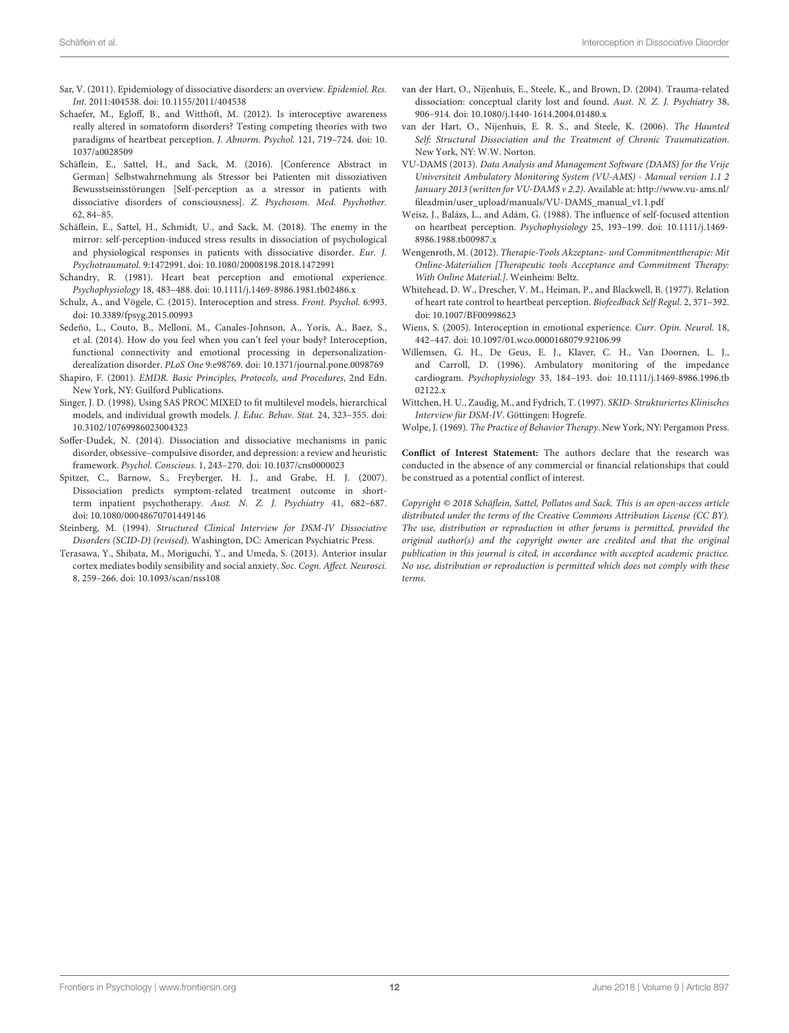Sar, V. (2011). Epidemiology of dissociative disorders: an overview. *Epidemiol. Res. Int.* 2011:404538. doi: 10.1155/2011/404538

Schaefer, M., Egloff, B., and Witthöft, M. (2012). Is interoceptive awareness really altered in somatoform disorders? Testing competing theories with two paradigms of heartbeat perception. *J. Abnorm. Psychol.* 121, 719–724. doi: 10.1037/a0028509

Schäflein, E., Sattel, H., and Sack, M. (2016). [Conference Abstract in German] Selbstwahrnehmung als Stressor bei Patienten mit dissoziativen Bewusstseinsstörungen [Self-perception as a stressor in patients with dissociative disorders of consciousness]. *Z. Psychosom. Med. Psychother.* 62, 84–85.

Schäflein, E., Sattel, H., Schmidt, U., and Sack, M. (2018). The enemy in the mirror: self-perception-induced stress results in dissociation of psychological and physiological responses in patients with dissociative disorder. *Eur. J. Psychotraumatol.* 9:1472991. doi: 10.1080/20008198.2018.1472991

Schandry, R. (1981). Heart beat perception and emotional experience. *Psychophysiology* 18, 483–488. doi: 10.1111/j.1469-8986.1981.tb02486.x

Schulz, A., and Vögele, C. (2015). Interoception and stress. *Front. Psychol.* 6:993. doi: 10.3389/fpsyg.2015.00993

Sedeño, L., Couto, B., Melloni, M., Canales-Johnson, A., Yoris, A., Baez, S., et al. (2014). How do you feel when you can't feel your body? Interoception, functional connectivity and emotional processing in depersonalization-derealization disorder. *PLoS One* 9:e98769. doi: 10.1371/journal.pone.0098769

Shapiro, F. (2001). *EMDR. Basic Principles, Protocols, and Procedures*, 2nd Edn. New York, NY: Guilford Publications.

Singer, J. D. (1998). Using SAS PROC MIXED to fit multilevel models, hierarchical models, and individual growth models. *J. Educ. Behav. Stat.* 24, 323–355. doi: 10.3102/10769986023004323

Soffer-Dudek, N. (2014). Dissociation and dissociative mechanisms in panic disorder, obsessive–compulsive disorder, and depression: a review and heuristic framework. *Psychol. Conscious.* 1, 243–270. doi: 10.1037/cns0000023

Spitzer, C., Barnow, S., Freyberger, H. J., and Grabe, H. J. (2007). Dissociation predicts symptom-related treatment outcome in short-term inpatient psychotherapy. *Aust. N. Z. J. Psychiatry* 41, 682–687. doi: 10.1080/00048670701449146

Steinberg, M. (1994). *Structured Clinical Interview for DSM-IV Dissociative Disorders (SCID-D) (revised)*. Washington, DC: American Psychiatric Press.

Terasawa, Y., Shibata, M., Moriguchi, Y., and Umeda, S. (2013). Anterior insular cortex mediates bodily sensibility and social anxiety. *Soc. Cogn. Affect. Neurosci.* 8, 259–266. doi: 10.1093/scan/nss108

van der Hart, O., Nijenhuis, E., Steele, K., and Brown, D. (2004). Trauma-related dissociation: conceptual clarity lost and found. *Aust. N. Z. J. Psychiatry* 38, 906–914. doi: 10.1080/j.1440-1614.2004.01480.x

van der Hart, O., Nijenhuis, E. R. S., and Steele, K. (2006). *The Haunted Self: Structural Dissociation and the Treatment of Chronic Traumatization*. New York, NY: W.W. Norton.

VU-DAMS (2013). *Data Analysis and Management Software (DAMS) for the Vrije Universiteit Ambulatory Monitoring System (VU-AMS) - Manual version 1.1 2 January 2013 (written for VU-DAMS v 2.2)*. Available at: http://www.vu-ams.nl/fileadmin/user_upload/manuals/VU-DAMS_manual_v1.1.pdf

Weisz, J., Balázs, L., and Adám, G. (1988). The influence of self-focused attention on heartbeat perception. *Psychophysiology* 25, 193–199. doi: 10.1111/j.1469-8986.1988.tb00987.x

Wengenroth, M. (2012). *Therapie-Tools Akzeptanz- und Commitmenttherapie: Mit Online-Materialien [Therapeutic tools Acceptance and Commitment Therapy: With Online Material.]*. Weinheim: Beltz.

Whitehead, D. W., Drescher, V. M., Heiman, P., and Blackwell, B. (1977). Relation of heart rate control to heartbeat perception. *Biofeedback Self Regul.* 2, 371–392. doi: 10.1007/BF00998623

Wiens, S. (2005). Interoception in emotional experience. *Curr. Opin. Neurol.* 18, 442–447. doi: 10.1097/01.wco.0000168079.92106.99

Willemsen, G. H., De Geus, E. J., Klaver, C. H., Van Doornen, L. J., and Carroll, D. (1996). Ambulatory monitoring of the impedance cardiogram. *Psychophysiology* 33, 184–193. doi: 10.1111/j.1469-8986.1996.tb02122.x

Wittchen, H. U., Zaudig, M., and Fydrich, T. (1997). *SKID- Strukturiertes Klinisches Interview für DSM-IV*. Göttingen: Hogrefe.

Wolpe, J. (1969). *The Practice of Behavior Therapy*. New York, NY: Pergamon Press.

**Conflict of Interest Statement:** The authors declare that the research was conducted in the absence of any commercial or financial relationships that could be construed as a potential conflict of interest.

*Copyright © 2018 Schäflein, Sattel, Pollatos and Sack. This is an open-access article distributed under the terms of the Creative Commons Attribution License (CC BY). The use, distribution or reproduction in other forums is permitted, provided the original author(s) and the copyright owner are credited and that the original publication in this journal is cited, in accordance with accepted academic practice. No use, distribution or reproduction is permitted which does not comply with these terms.*